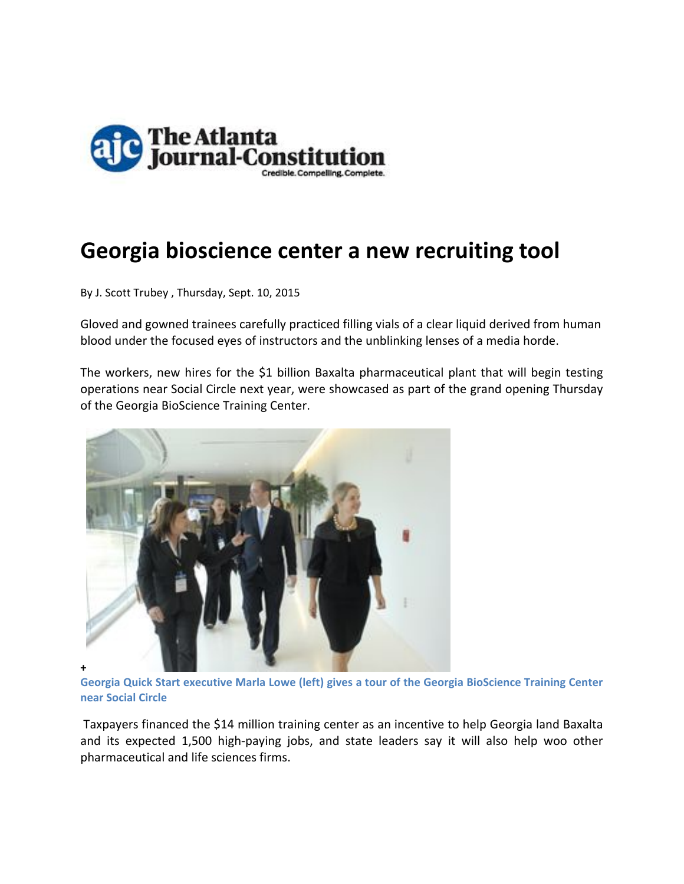The Atlanta Journal-Constitution

Credible. Compelling. Complete.

# Georgia bioscience center a new recruiting tool

By J. Scott Trubey , Thursday, Sept. 10, 2015

Gloved and gowned trainees carefully practiced filling vials of a clear liquid derived from human blood under the focused eyes of instructors and the unblinking lenses of a media horde.

The workers, new hires for the $1 billion Baxalta pharmaceutical plant that will begin testing operations near Social Circle next year, were showcased as part of the grand opening Thursday of the Georgia BioScience Training Center.

+

**Georgia Quick Start executive Marla Lowe (left) gives a tour of the Georgia BioScience Training Center near Social Circle**

Taxpayers financed the $14 million training center as an incentive to help Georgia land Baxalta and its expected 1,500 high-paying jobs, and state leaders say it will also help woo other pharmaceutical and life sciences firms.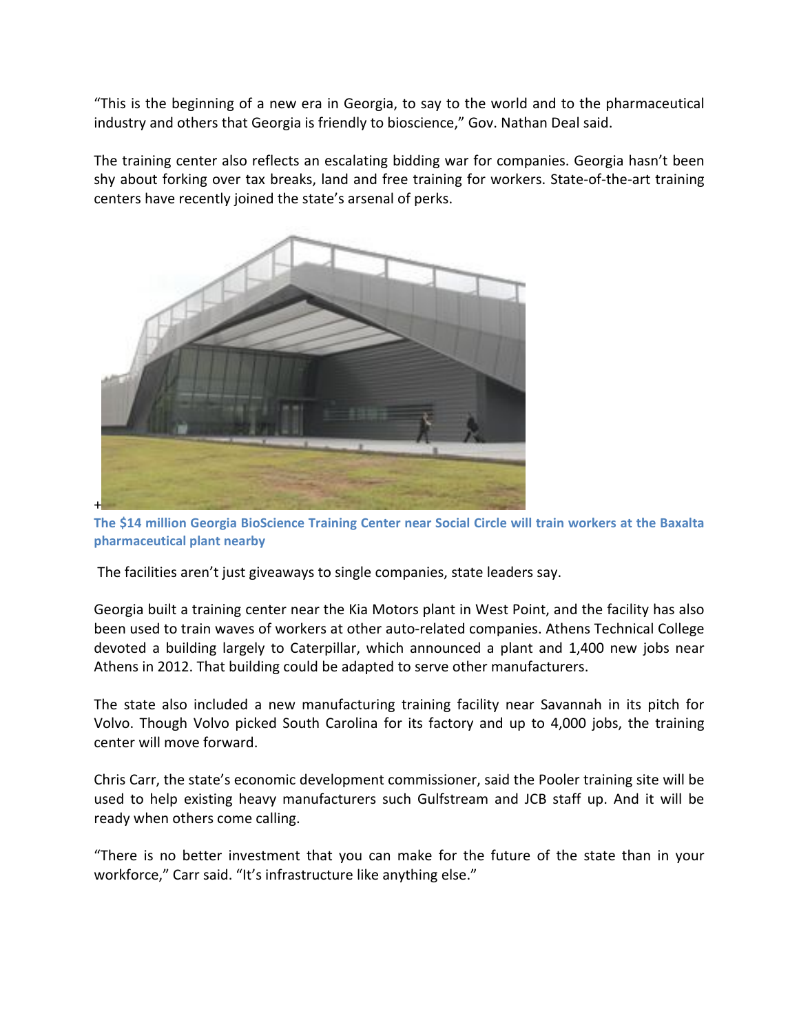"This is the beginning of a new era in Georgia, to say to the world and to the pharmaceutical industry and others that Georgia is friendly to bioscience," Gov. Nathan Deal said.

The training center also reflects an escalating bidding war for companies. Georgia hasn't been shy about forking over tax breaks, land and free training for workers. State-of-the-art training centers have recently joined the state's arsenal of perks.

+

**The $14 million Georgia BioScience Training Center near Social Circle will train workers at the Baxalta pharmaceutical plant nearby**

The facilities aren't just giveaways to single companies, state leaders say.

Georgia built a training center near the Kia Motors plant in West Point, and the facility has also been used to train waves of workers at other auto-related companies. Athens Technical College devoted a building largely to Caterpillar, which announced a plant and 1,400 new jobs near Athens in 2012. That building could be adapted to serve other manufacturers.

The state also included a new manufacturing training facility near Savannah in its pitch for Volvo. Though Volvo picked South Carolina for its factory and up to 4,000 jobs, the training center will move forward.

Chris Carr, the state's economic development commissioner, said the Pooler training site will be used to help existing heavy manufacturers such Gulfstream and JCB staff up. And it will be ready when others come calling.

"There is no better investment that you can make for the future of the state than in your workforce," Carr said. "It's infrastructure like anything else."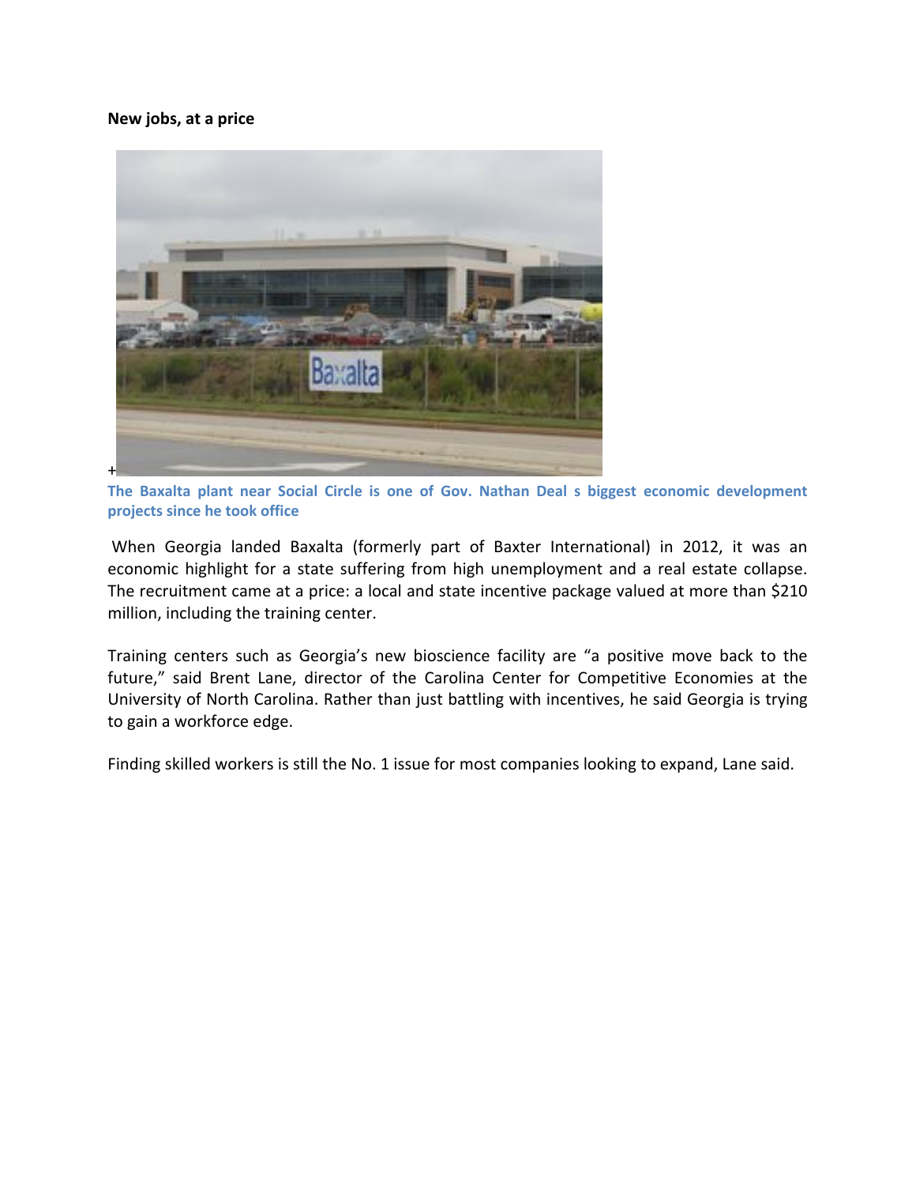**New jobs, at a price**

+

**The Baxalta plant near Social Circle is one of Gov. Nathan Deal s biggest economic development projects since he took office**

When Georgia landed Baxalta (formerly part of Baxter International) in 2012, it was an economic highlight for a state suffering from high unemployment and a real estate collapse. The recruitment came at a price: a local and state incentive package valued at more than $210 million, including the training center.

Training centers such as Georgia's new bioscience facility are "a positive move back to the future," said Brent Lane, director of the Carolina Center for Competitive Economies at the University of North Carolina. Rather than just battling with incentives, he said Georgia is trying to gain a workforce edge.

Finding skilled workers is still the No. 1 issue for most companies looking to expand, Lane said.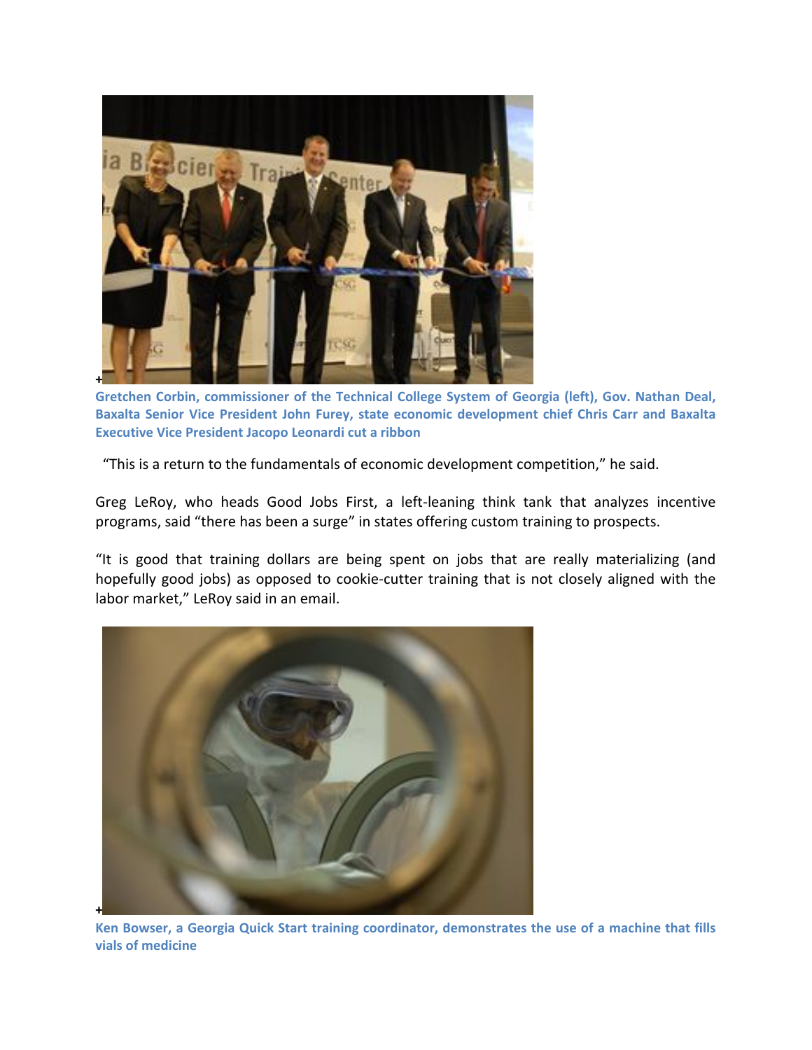+

**Gretchen Corbin, commissioner of the Technical College System of Georgia (left), Gov. Nathan Deal, Baxalta Senior Vice President John Furey, state economic development chief Chris Carr and Baxalta Executive Vice President Jacopo Leonardi cut a ribbon**

"This is a return to the fundamentals of economic development competition," he said.

Greg LeRoy, who heads Good Jobs First, a left-leaning think tank that analyzes incentive programs, said "there has been a surge" in states offering custom training to prospects.

"It is good that training dollars are being spent on jobs that are really materializing (and hopefully good jobs) as opposed to cookie-cutter training that is not closely aligned with the labor market," LeRoy said in an email.

+

**Ken Bowser, a Georgia Quick Start training coordinator, demonstrates the use of a machine that fills vials of medicine**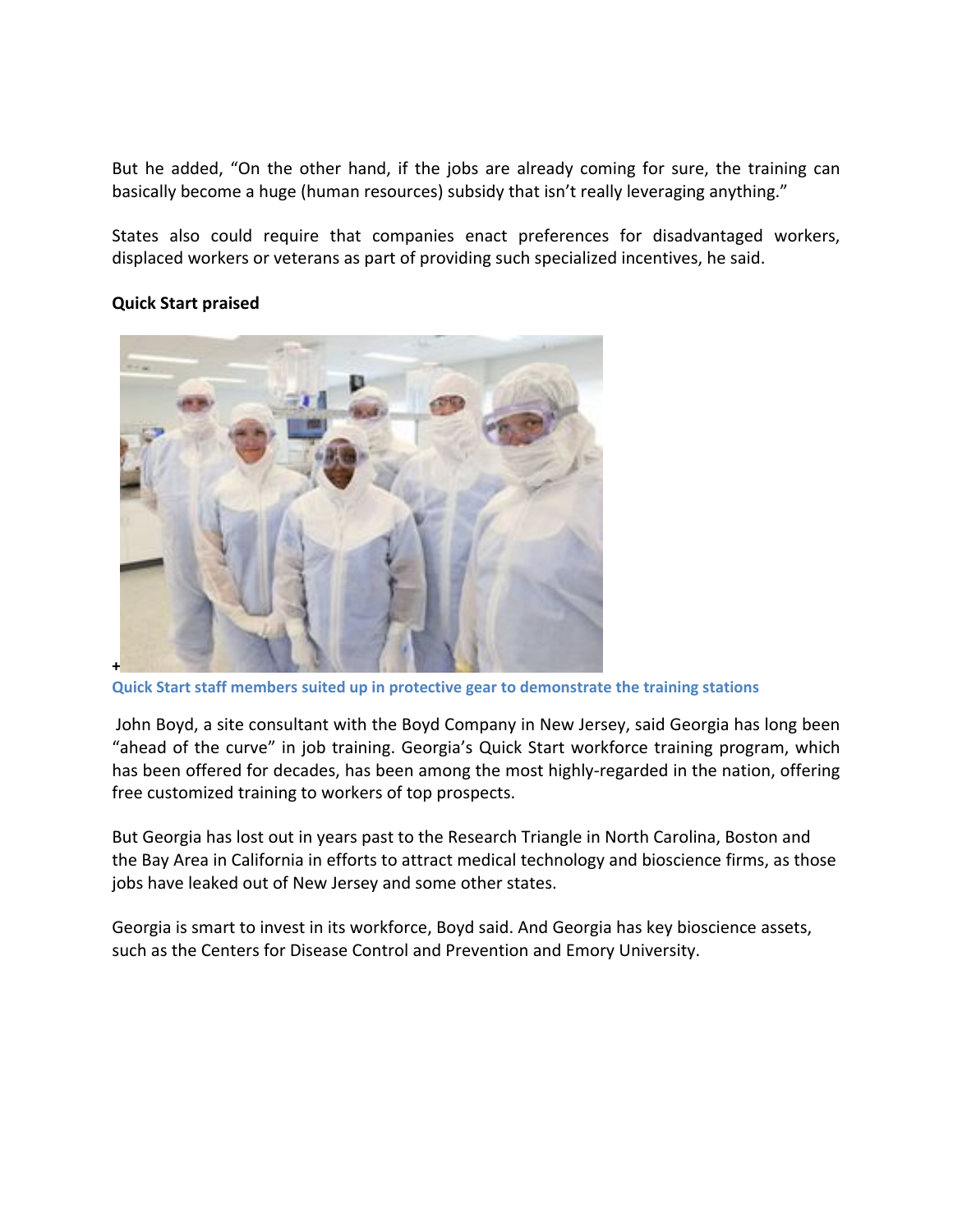But he added, "On the other hand, if the jobs are already coming for sure, the training can basically become a huge (human resources) subsidy that isn't really leveraging anything."

States also could require that companies enact preferences for disadvantaged workers, displaced workers or veterans as part of providing such specialized incentives, he said.

**Quick Start praised**

+
Quick Start staff members suited up in protective gear to demonstrate the training stations

John Boyd, a site consultant with the Boyd Company in New Jersey, said Georgia has long been "ahead of the curve" in job training. Georgia's Quick Start workforce training program, which has been offered for decades, has been among the most highly-regarded in the nation, offering free customized training to workers of top prospects.

But Georgia has lost out in years past to the Research Triangle in North Carolina, Boston and the Bay Area in California in efforts to attract medical technology and bioscience firms, as those jobs have leaked out of New Jersey and some other states.

Georgia is smart to invest in its workforce, Boyd said. And Georgia has key bioscience assets, such as the Centers for Disease Control and Prevention and Emory University.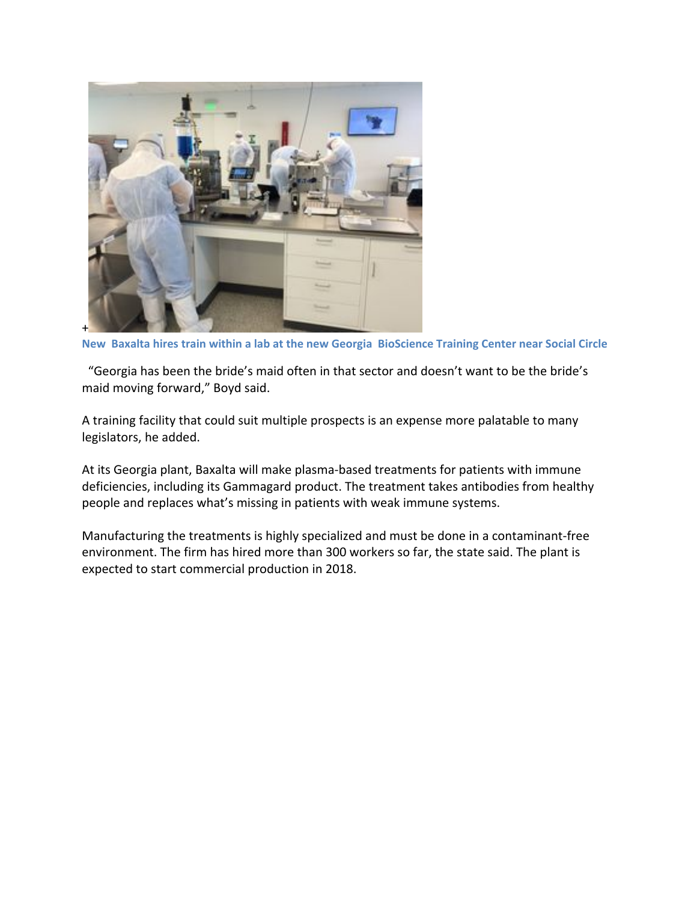+

**New Baxalta hires train within a lab at the new Georgia BioScience Training Center near Social Circle**

"Georgia has been the bride's maid often in that sector and doesn't want to be the bride's maid moving forward," Boyd said.

A training facility that could suit multiple prospects is an expense more palatable to many legislators, he added.

At its Georgia plant, Baxalta will make plasma-based treatments for patients with immune deficiencies, including its Gammagard product. The treatment takes antibodies from healthy people and replaces what's missing in patients with weak immune systems.

Manufacturing the treatments is highly specialized and must be done in a contaminant-free environment. The firm has hired more than 300 workers so far, the state said. The plant is expected to start commercial production in 2018.